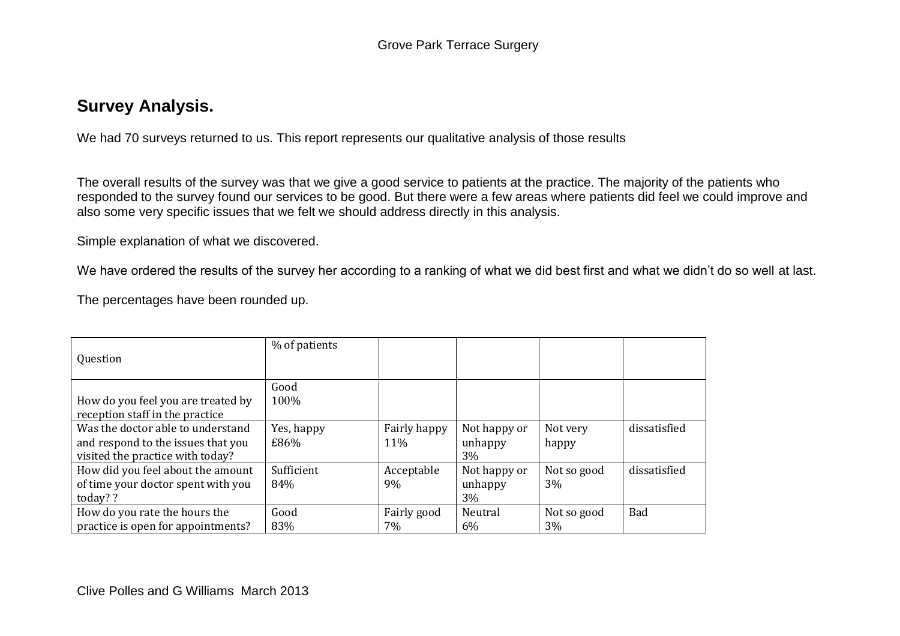## Survey Analysis.

We had 70 surveys returned to us. This report represents our qualitative analysis of those results

The overall results of the survey was that we give a good service to patients at the practice. The majority of the patients who responded to the survey found our services to be good. But there were a few areas where patients did feel we could improve and also some very specific issues that we felt we should address directly in this analysis.

Simple explanation of what we discovered.

We have ordered the results of the survey her according to a ranking of what we did best first and what we didn't do so well at last.

The percentages have been rounded up.

| Question | % of patients | | | | |
|---|---|---|---|---|---|
| How do you feel you are treated by reception staff in the practice | Good 100% | | | | |
| Was the doctor able to understand and respond to the issues that you visited the practice with today? | Yes, happy £86% | Fairly happy 11% | Not happy or unhappy 3% | Not very happy | dissatisfied |
| How did you feel about the amount of time your doctor spent with you today? ? | Sufficient 84% | Acceptable 9% | Not happy or unhappy 3% | Not so good 3% | dissatisfied |
| How do you rate the hours the practice is open for appointments? | Good 83% | Fairly good 7% | Neutral 6% | Not so good 3% | Bad |

Clive Polles and G Williams March 2013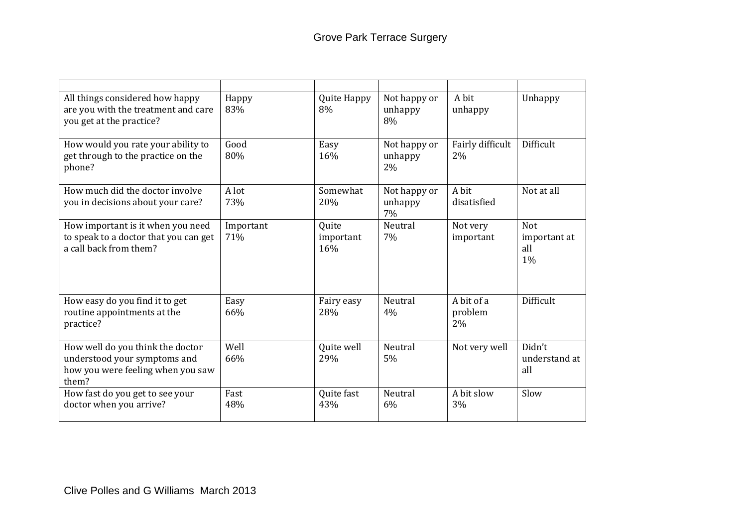| | | | | | |
|---|---|---|---|---|---|
| All things considered how happy are you with the treatment and care you get at the practice? | Happy 83% | Quite Happy 8% | Not happy or unhappy 8% | A bit unhappy | Unhappy |
| How would you rate your ability to get through to the practice on the phone? | Good 80% | Easy 16% | Not happy or unhappy 2% | Fairly difficult 2% | Difficult |
| How much did the doctor involve you in decisions about your care? | A lot 73% | Somewhat 20% | Not happy or unhappy 7% | A bit disatisfied | Not at all |
| How important is it when you need to speak to a doctor that you can get a call back from them? | Important 71% | Quite important 16% | Neutral 7% | Not very important | Not important at all 1% |
| How easy do you find it to get routine appointments at the practice? | Easy 66% | Fairy easy 28% | Neutral 4% | A bit of a problem 2% | Difficult |
| How well do you think the doctor understood your symptoms and how you were feeling when you saw them? | Well 66% | Quite well 29% | Neutral 5% | Not very well | Didn't understand at all |
| How fast do you get to see your doctor when you arrive? | Fast 48% | Quite fast 43% | Neutral 6% | A bit slow 3% | Slow |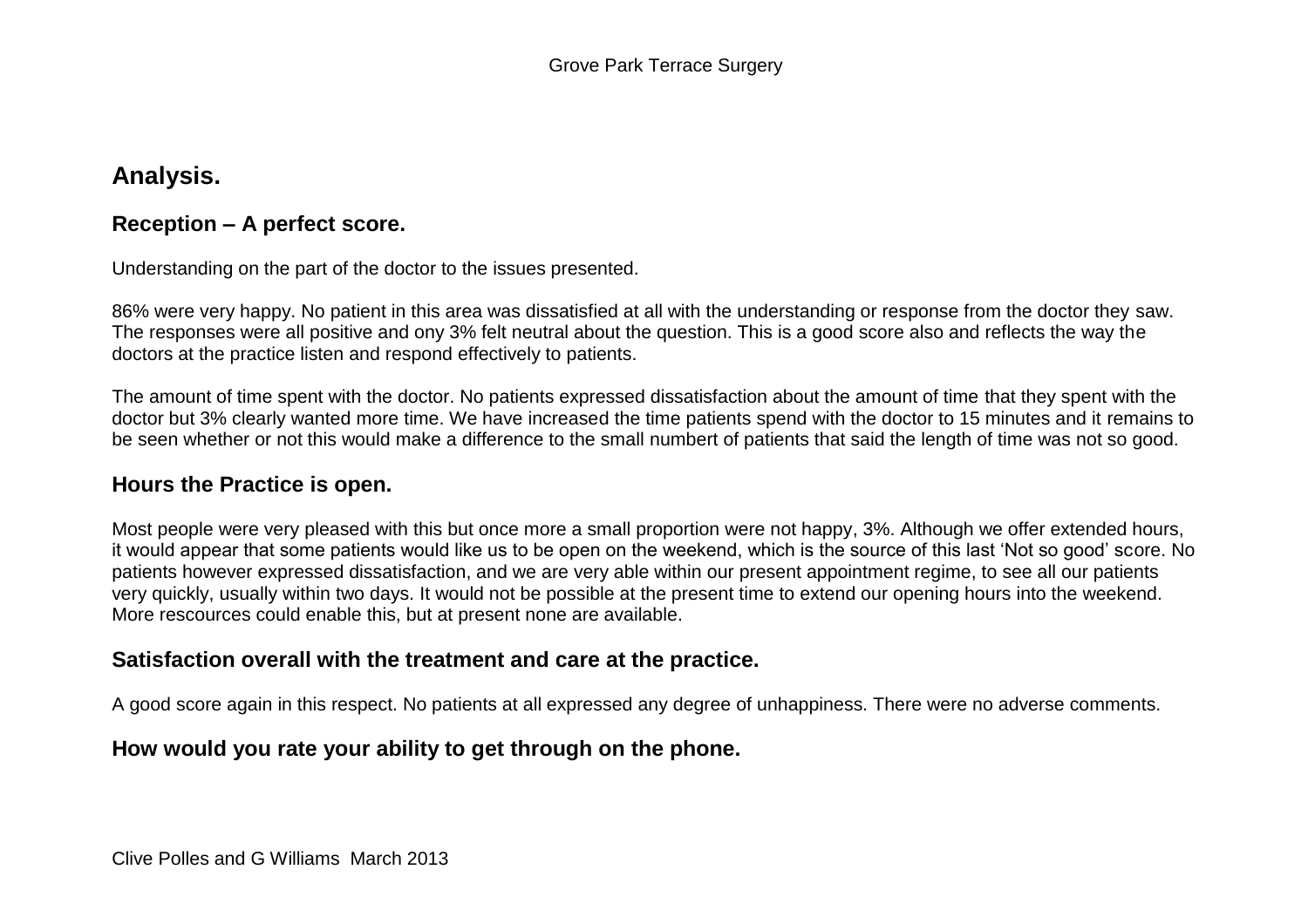## Analysis.

### Reception – A perfect score.

Understanding on the part of the doctor to the issues presented.

86% were very happy. No patient in this area was dissatisfied at all with the understanding or response from the doctor they saw. The responses were all positive and ony 3% felt neutral about the question. This is a good score also and reflects the way the doctors at the practice listen and respond effectively to patients.

The amount of time spent with the doctor. No patients expressed dissatisfaction about the amount of time that they spent with the doctor but 3% clearly wanted more time. We have increased the time patients spend with the doctor to 15 minutes and it remains to be seen whether or not this would make a difference to the small numbert of patients that said the length of time was not so good.

### Hours the Practice is open.

Most people were very pleased with this but once more a small proportion were not happy, 3%. Although we offer extended hours, it would appear that some patients would like us to be open on the weekend, which is the source of this last 'Not so good' score. No patients however expressed dissatisfaction, and we are very able within our present appointment regime, to see all our patients very quickly, usually within two days. It would not be possible at the present time to extend our opening hours into the weekend. More rescources could enable this, but at present none are available.

### Satisfaction overall with the treatment and care at the practice.

A good score again in this respect. No patients at all expressed any degree of unhappiness. There were no adverse comments.

### How would you rate your ability to get through on the phone.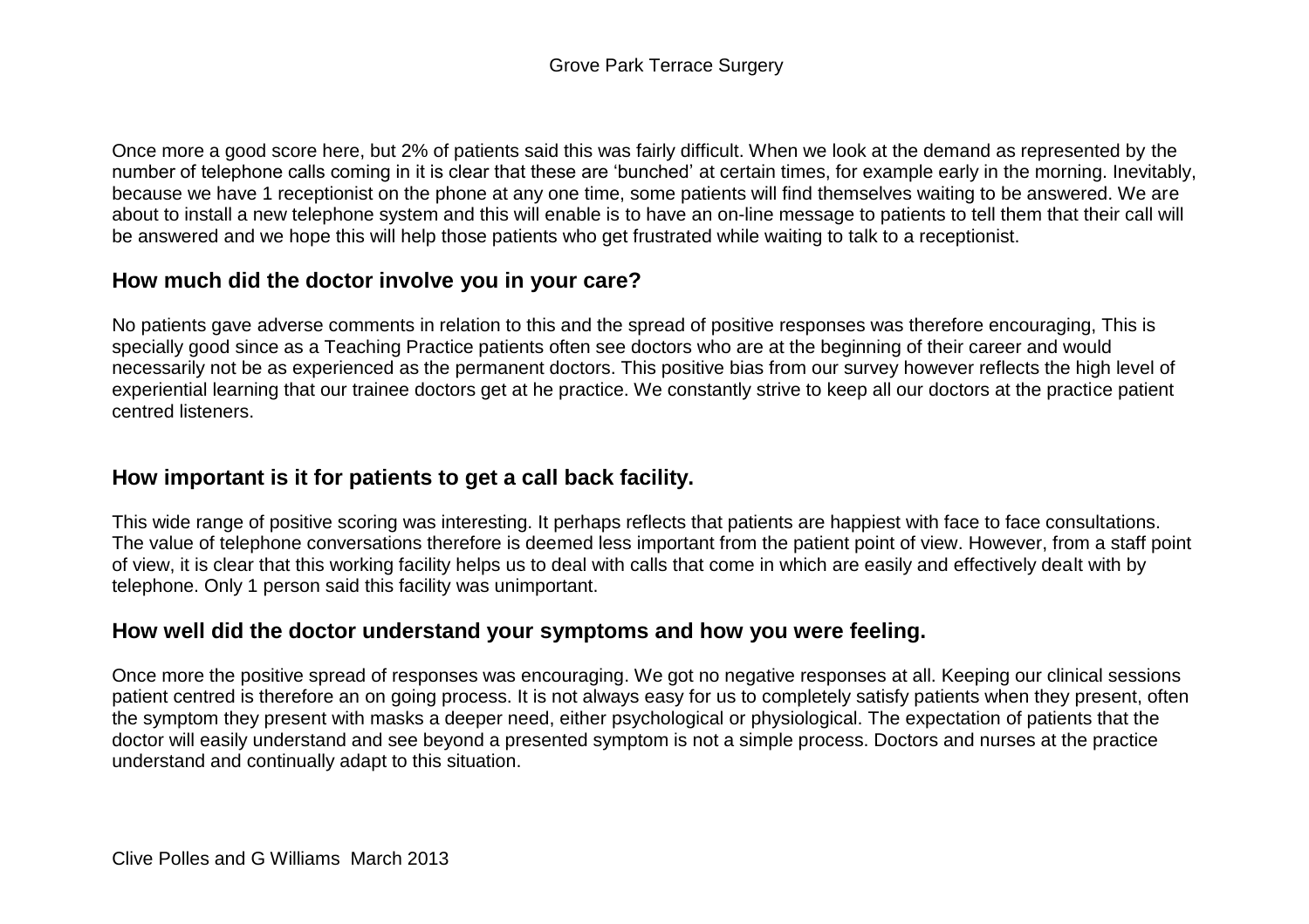Once more a good score here, but 2% of patients said this was fairly difficult. When we look at the demand as represented by the number of telephone calls coming in it is clear that these are 'bunched' at certain times, for example early in the morning. Inevitably, because we have 1 receptionist on the phone at any one time, some patients will find themselves waiting to be answered. We are about to install a new telephone system and this will enable is to have an on-line message to patients to tell them that their call will be answered and we hope this will help those patients who get frustrated while waiting to talk to a receptionist.

## How much did the doctor involve you in your care?

No patients gave adverse comments in relation to this and the spread of positive responses was therefore encouraging, This is specially good since as a Teaching Practice patients often see doctors who are at the beginning of their career and would necessarily not be as experienced as the permanent doctors. This positive bias from our survey however reflects the high level of experiential learning that our trainee doctors get at he practice. We constantly strive to keep all our doctors at the practice patient centred listeners.

## How important is it for patients to get a call back facility.

This wide range of positive scoring was interesting. It perhaps reflects that patients are happiest with face to face consultations. The value of telephone conversations therefore is deemed less important from the patient point of view. However, from a staff point of view, it is clear that this working facility helps us to deal with calls that come in which are easily and effectively dealt with by telephone. Only 1 person said this facility was unimportant.

## How well did the doctor understand your symptoms and how you were feeling.

Once more the positive spread of responses was encouraging. We got no negative responses at all. Keeping our clinical sessions patient centred is therefore an on going process. It is not always easy for us to completely satisfy patients when they present, often the symptom they present with masks a deeper need, either psychological or physiological. The expectation of patients that the doctor will easily understand and see beyond a presented symptom is not a simple process. Doctors and nurses at the practice understand and continually adapt to this situation.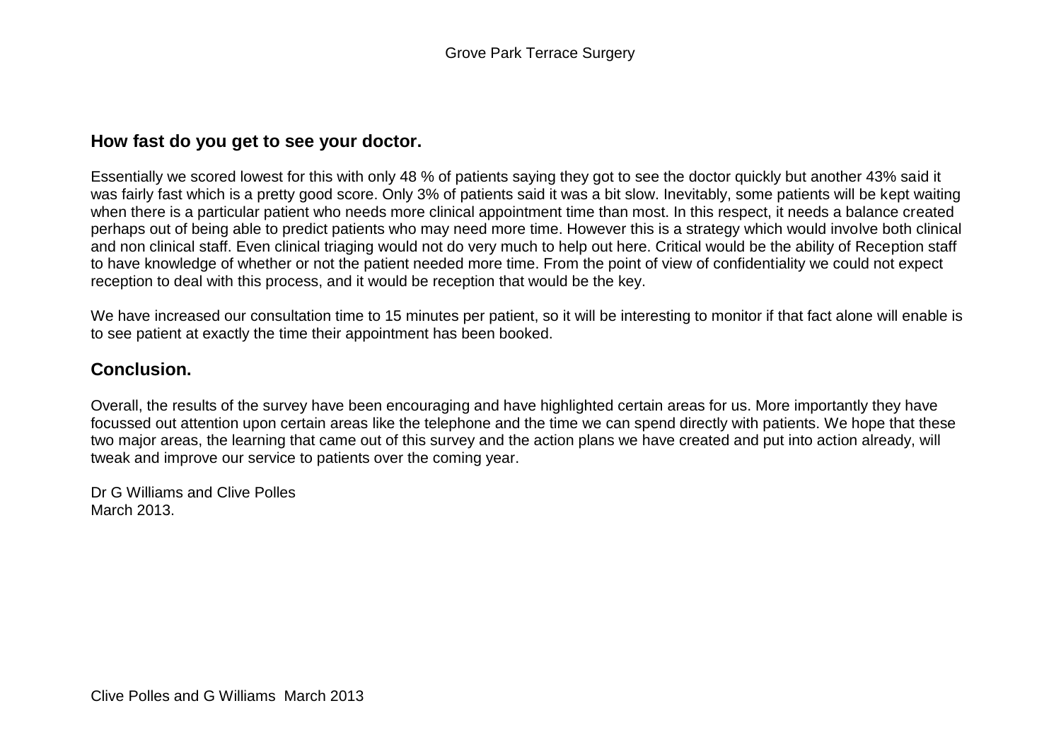## How fast do you get to see your doctor.

Essentially we scored lowest for this with only 48 % of patients saying they got to see the doctor quickly but another 43% said it was fairly fast which is a pretty good score. Only 3% of patients said it was a bit slow. Inevitably, some patients will be kept waiting when there is a particular patient who needs more clinical appointment time than most. In this respect, it needs a balance created perhaps out of being able to predict patients who may need more time. However this is a strategy which would involve both clinical and non clinical staff. Even clinical triaging would not do very much to help out here. Critical would be the ability of Reception staff to have knowledge of whether or not the patient needed more time. From the point of view of confidentiality we could not expect reception to deal with this process, and it would be reception that would be the key.

We have increased our consultation time to 15 minutes per patient, so it will be interesting to monitor if that fact alone will enable is to see patient at exactly the time their appointment has been booked.

## Conclusion.

Overall, the results of the survey have been encouraging and have highlighted certain areas for us. More importantly they have focussed out attention upon certain areas like the telephone and the time we can spend directly with patients. We hope that these two major areas, the learning that came out of this survey and the action plans we have created and put into action already, will tweak and improve our service to patients over the coming year.

Dr G Williams and Clive Polles
March 2013.